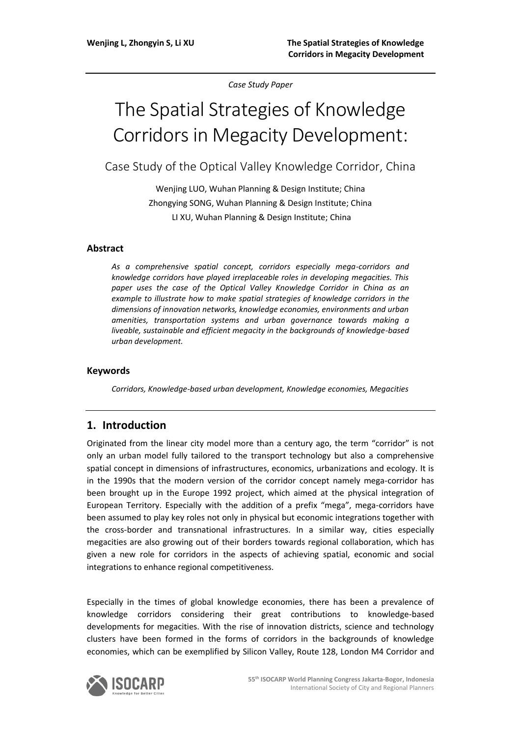*Case Study Paper*

# The Spatial Strategies of Knowledge Corridors in Megacity Development:

## Case Study of the Optical Valley Knowledge Corridor, China

Wenjing LUO, Wuhan Planning & Design Institute; China
Zhongying SONG, Wuhan Planning & Design Institute; China
LI XU, Wuhan Planning & Design Institute; China

### Abstract

*As a comprehensive spatial concept, corridors especially mega-corridors and knowledge corridors have played irreplaceable roles in developing megacities. This paper uses the case of the Optical Valley Knowledge Corridor in China as an example to illustrate how to make spatial strategies of knowledge corridors in the dimensions of innovation networks, knowledge economies, environments and urban amenities, transportation systems and urban governance towards making a liveable, sustainable and efficient megacity in the backgrounds of knowledge-based urban development.*

### Keywords

*Corridors, Knowledge-based urban development, Knowledge economies, Megacities*

## 1. Introduction

Originated from the linear city model more than a century ago, the term "corridor" is not only an urban model fully tailored to the transport technology but also a comprehensive spatial concept in dimensions of infrastructures, economics, urbanizations and ecology. It is in the 1990s that the modern version of the corridor concept namely mega-corridor has been brought up in the Europe 1992 project, which aimed at the physical integration of European Territory. Especially with the addition of a prefix "mega", mega-corridors have been assumed to play key roles not only in physical but economic integrations together with the cross-border and transnational infrastructures. In a similar way, cities especially megacities are also growing out of their borders towards regional collaboration, which has given a new role for corridors in the aspects of achieving spatial, economic and social integrations to enhance regional competitiveness.

Especially in the times of global knowledge economies, there has been a prevalence of knowledge corridors considering their great contributions to knowledge-based developments for megacities. With the rise of innovation districts, science and technology clusters have been formed in the forms of corridors in the backgrounds of knowledge economies, which can be exemplified by Silicon Valley, Route 128, London M4 Corridor and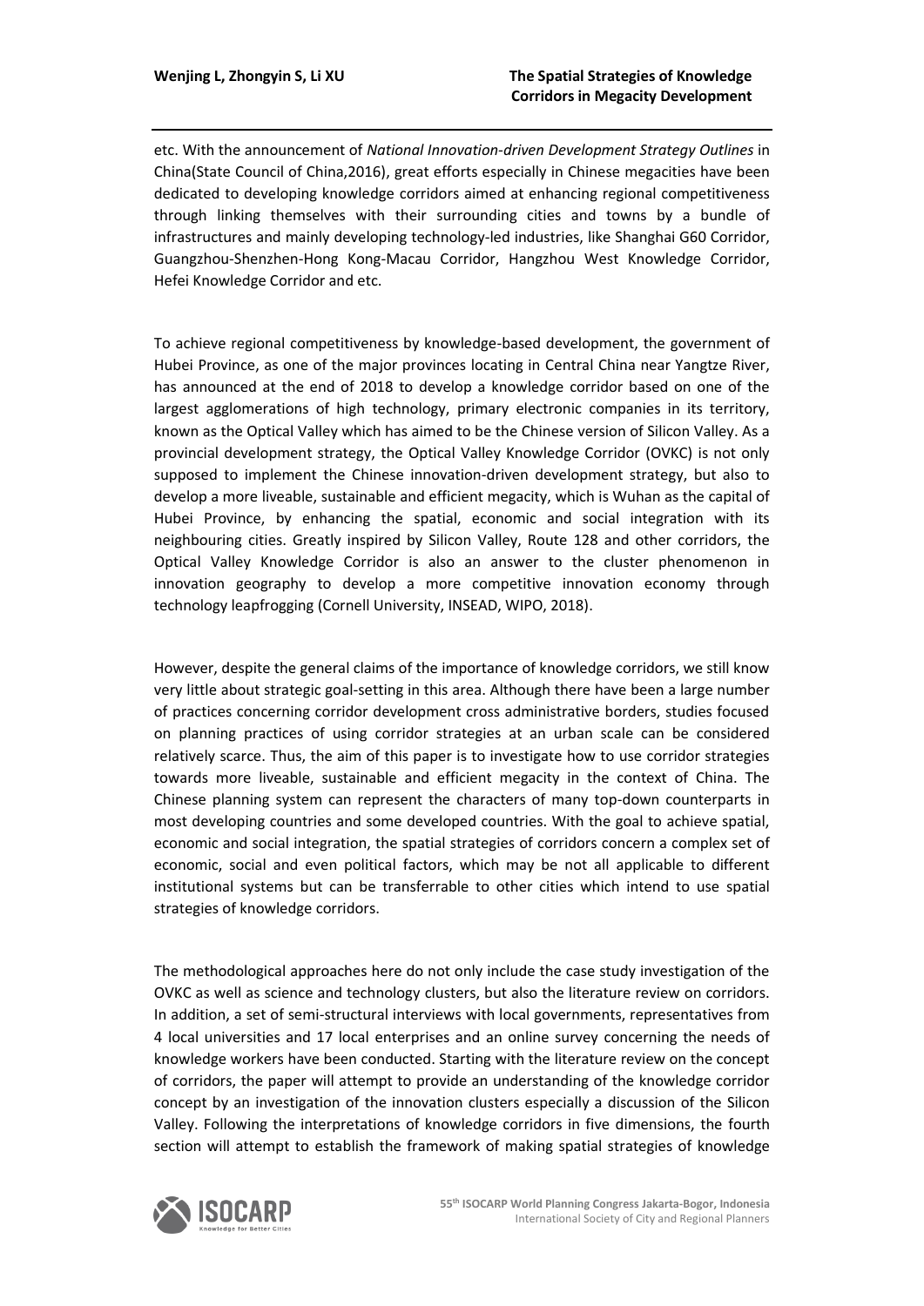etc. With the announcement of *National Innovation-driven Development Strategy Outlines* in China(State Council of China,2016), great efforts especially in Chinese megacities have been dedicated to developing knowledge corridors aimed at enhancing regional competitiveness through linking themselves with their surrounding cities and towns by a bundle of infrastructures and mainly developing technology-led industries, like Shanghai G60 Corridor, Guangzhou-Shenzhen-Hong Kong-Macau Corridor, Hangzhou West Knowledge Corridor, Hefei Knowledge Corridor and etc.

To achieve regional competitiveness by knowledge-based development, the government of Hubei Province, as one of the major provinces locating in Central China near Yangtze River, has announced at the end of 2018 to develop a knowledge corridor based on one of the largest agglomerations of high technology, primary electronic companies in its territory, known as the Optical Valley which has aimed to be the Chinese version of Silicon Valley. As a provincial development strategy, the Optical Valley Knowledge Corridor (OVKC) is not only supposed to implement the Chinese innovation-driven development strategy, but also to develop a more liveable, sustainable and efficient megacity, which is Wuhan as the capital of Hubei Province, by enhancing the spatial, economic and social integration with its neighbouring cities. Greatly inspired by Silicon Valley, Route 128 and other corridors, the Optical Valley Knowledge Corridor is also an answer to the cluster phenomenon in innovation geography to develop a more competitive innovation economy through technology leapfrogging (Cornell University, INSEAD, WIPO, 2018).

However, despite the general claims of the importance of knowledge corridors, we still know very little about strategic goal-setting in this area. Although there have been a large number of practices concerning corridor development cross administrative borders, studies focused on planning practices of using corridor strategies at an urban scale can be considered relatively scarce. Thus, the aim of this paper is to investigate how to use corridor strategies towards more liveable, sustainable and efficient megacity in the context of China. The Chinese planning system can represent the characters of many top-down counterparts in most developing countries and some developed countries. With the goal to achieve spatial, economic and social integration, the spatial strategies of corridors concern a complex set of economic, social and even political factors, which may be not all applicable to different institutional systems but can be transferrable to other cities which intend to use spatial strategies of knowledge corridors.

The methodological approaches here do not only include the case study investigation of the OVKC as well as science and technology clusters, but also the literature review on corridors. In addition, a set of semi-structural interviews with local governments, representatives from 4 local universities and 17 local enterprises and an online survey concerning the needs of knowledge workers have been conducted. Starting with the literature review on the concept of corridors, the paper will attempt to provide an understanding of the knowledge corridor concept by an investigation of the innovation clusters especially a discussion of the Silicon Valley. Following the interpretations of knowledge corridors in five dimensions, the fourth section will attempt to establish the framework of making spatial strategies of knowledge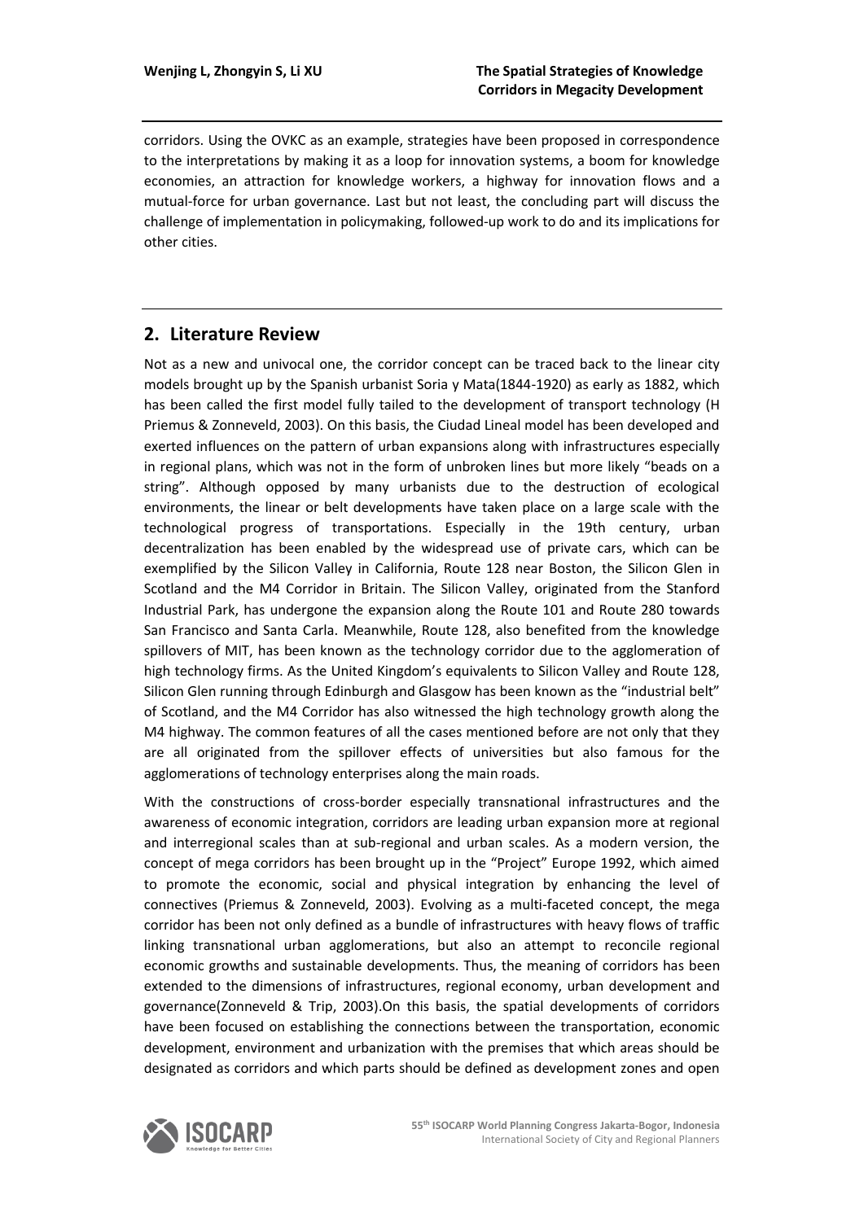corridors. Using the OVKC as an example, strategies have been proposed in correspondence to the interpretations by making it as a loop for innovation systems, a boom for knowledge economies, an attraction for knowledge workers, a highway for innovation flows and a mutual-force for urban governance. Last but not least, the concluding part will discuss the challenge of implementation in policymaking, followed-up work to do and its implications for other cities.

## 2. Literature Review

Not as a new and univocal one, the corridor concept can be traced back to the linear city models brought up by the Spanish urbanist Soria y Mata(1844-1920) as early as 1882, which has been called the first model fully tailed to the development of transport technology (H Priemus & Zonneveld, 2003). On this basis, the Ciudad Lineal model has been developed and exerted influences on the pattern of urban expansions along with infrastructures especially in regional plans, which was not in the form of unbroken lines but more likely "beads on a string". Although opposed by many urbanists due to the destruction of ecological environments, the linear or belt developments have taken place on a large scale with the technological progress of transportations. Especially in the 19th century, urban decentralization has been enabled by the widespread use of private cars, which can be exemplified by the Silicon Valley in California, Route 128 near Boston, the Silicon Glen in Scotland and the M4 Corridor in Britain. The Silicon Valley, originated from the Stanford Industrial Park, has undergone the expansion along the Route 101 and Route 280 towards San Francisco and Santa Carla. Meanwhile, Route 128, also benefited from the knowledge spillovers of MIT, has been known as the technology corridor due to the agglomeration of high technology firms. As the United Kingdom's equivalents to Silicon Valley and Route 128, Silicon Glen running through Edinburgh and Glasgow has been known as the "industrial belt" of Scotland, and the M4 Corridor has also witnessed the high technology growth along the M4 highway. The common features of all the cases mentioned before are not only that they are all originated from the spillover effects of universities but also famous for the agglomerations of technology enterprises along the main roads.

With the constructions of cross-border especially transnational infrastructures and the awareness of economic integration, corridors are leading urban expansion more at regional and interregional scales than at sub-regional and urban scales. As a modern version, the concept of mega corridors has been brought up in the "Project" Europe 1992, which aimed to promote the economic, social and physical integration by enhancing the level of connectives (Priemus & Zonneveld, 2003). Evolving as a multi-faceted concept, the mega corridor has been not only defined as a bundle of infrastructures with heavy flows of traffic linking transnational urban agglomerations, but also an attempt to reconcile regional economic growths and sustainable developments. Thus, the meaning of corridors has been extended to the dimensions of infrastructures, regional economy, urban development and governance(Zonneveld & Trip, 2003).On this basis, the spatial developments of corridors have been focused on establishing the connections between the transportation, economic development, environment and urbanization with the premises that which areas should be designated as corridors and which parts should be defined as development zones and open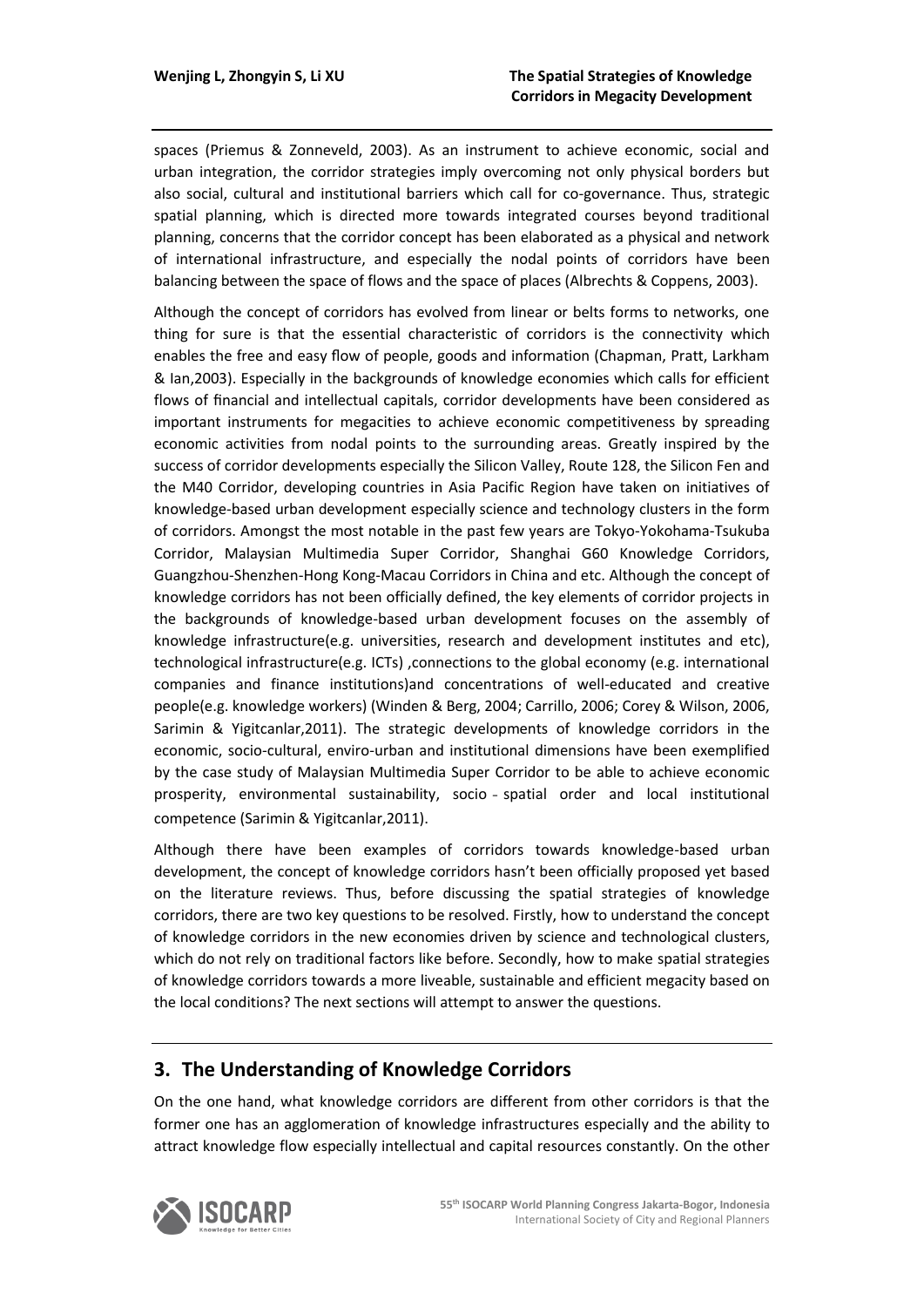spaces (Priemus & Zonneveld, 2003). As an instrument to achieve economic, social and urban integration, the corridor strategies imply overcoming not only physical borders but also social, cultural and institutional barriers which call for co-governance. Thus, strategic spatial planning, which is directed more towards integrated courses beyond traditional planning, concerns that the corridor concept has been elaborated as a physical and network of international infrastructure, and especially the nodal points of corridors have been balancing between the space of flows and the space of places (Albrechts & Coppens, 2003).

Although the concept of corridors has evolved from linear or belts forms to networks, one thing for sure is that the essential characteristic of corridors is the connectivity which enables the free and easy flow of people, goods and information (Chapman, Pratt, Larkham & Ian,2003). Especially in the backgrounds of knowledge economies which calls for efficient flows of financial and intellectual capitals, corridor developments have been considered as important instruments for megacities to achieve economic competitiveness by spreading economic activities from nodal points to the surrounding areas. Greatly inspired by the success of corridor developments especially the Silicon Valley, Route 128, the Silicon Fen and the M40 Corridor, developing countries in Asia Pacific Region have taken on initiatives of knowledge-based urban development especially science and technology clusters in the form of corridors. Amongst the most notable in the past few years are Tokyo-Yokohama-Tsukuba Corridor, Malaysian Multimedia Super Corridor, Shanghai G60 Knowledge Corridors, Guangzhou-Shenzhen-Hong Kong-Macau Corridors in China and etc. Although the concept of knowledge corridors has not been officially defined, the key elements of corridor projects in the backgrounds of knowledge-based urban development focuses on the assembly of knowledge infrastructure(e.g. universities, research and development institutes and etc), technological infrastructure(e.g. ICTs) ,connections to the global economy (e.g. international companies and finance institutions)and concentrations of well-educated and creative people(e.g. knowledge workers) (Winden & Berg, 2004; Carrillo, 2006; Corey & Wilson, 2006, Sarimin & Yigitcanlar,2011). The strategic developments of knowledge corridors in the economic, socio-cultural, enviro-urban and institutional dimensions have been exemplified by the case study of Malaysian Multimedia Super Corridor to be able to achieve economic prosperity, environmental sustainability, socio - spatial order and local institutional competence (Sarimin & Yigitcanlar,2011).

Although there have been examples of corridors towards knowledge-based urban development, the concept of knowledge corridors hasn't been officially proposed yet based on the literature reviews. Thus, before discussing the spatial strategies of knowledge corridors, there are two key questions to be resolved. Firstly, how to understand the concept of knowledge corridors in the new economies driven by science and technological clusters, which do not rely on traditional factors like before. Secondly, how to make spatial strategies of knowledge corridors towards a more liveable, sustainable and efficient megacity based on the local conditions? The next sections will attempt to answer the questions.

## 3. The Understanding of Knowledge Corridors

On the one hand, what knowledge corridors are different from other corridors is that the former one has an agglomeration of knowledge infrastructures especially and the ability to attract knowledge flow especially intellectual and capital resources constantly. On the other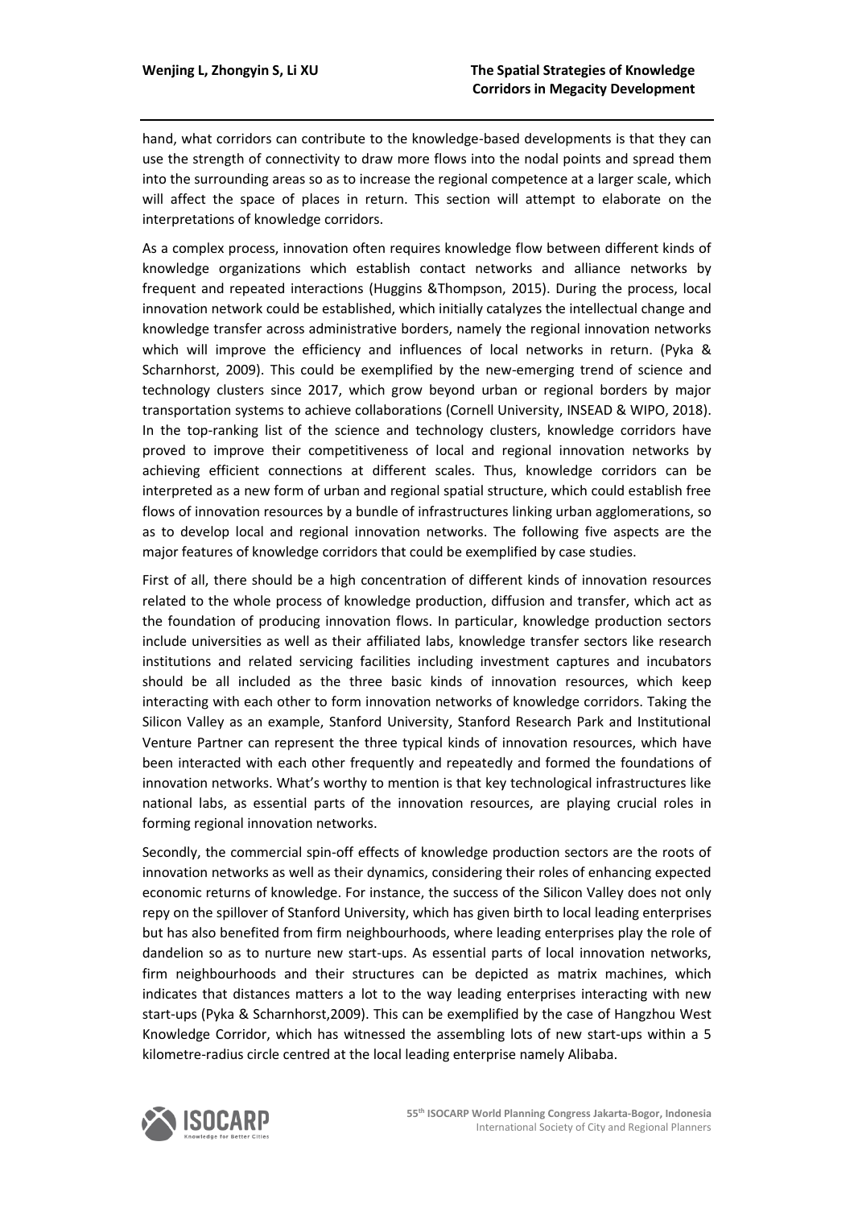hand, what corridors can contribute to the knowledge-based developments is that they can use the strength of connectivity to draw more flows into the nodal points and spread them into the surrounding areas so as to increase the regional competence at a larger scale, which will affect the space of places in return. This section will attempt to elaborate on the interpretations of knowledge corridors.

As a complex process, innovation often requires knowledge flow between different kinds of knowledge organizations which establish contact networks and alliance networks by frequent and repeated interactions (Huggins &Thompson, 2015). During the process, local innovation network could be established, which initially catalyzes the intellectual change and knowledge transfer across administrative borders, namely the regional innovation networks which will improve the efficiency and influences of local networks in return. (Pyka & Scharnhorst, 2009). This could be exemplified by the new-emerging trend of science and technology clusters since 2017, which grow beyond urban or regional borders by major transportation systems to achieve collaborations (Cornell University, INSEAD & WIPO, 2018). In the top-ranking list of the science and technology clusters, knowledge corridors have proved to improve their competitiveness of local and regional innovation networks by achieving efficient connections at different scales. Thus, knowledge corridors can be interpreted as a new form of urban and regional spatial structure, which could establish free flows of innovation resources by a bundle of infrastructures linking urban agglomerations, so as to develop local and regional innovation networks. The following five aspects are the major features of knowledge corridors that could be exemplified by case studies.

First of all, there should be a high concentration of different kinds of innovation resources related to the whole process of knowledge production, diffusion and transfer, which act as the foundation of producing innovation flows. In particular, knowledge production sectors include universities as well as their affiliated labs, knowledge transfer sectors like research institutions and related servicing facilities including investment captures and incubators should be all included as the three basic kinds of innovation resources, which keep interacting with each other to form innovation networks of knowledge corridors. Taking the Silicon Valley as an example, Stanford University, Stanford Research Park and Institutional Venture Partner can represent the three typical kinds of innovation resources, which have been interacted with each other frequently and repeatedly and formed the foundations of innovation networks. What's worthy to mention is that key technological infrastructures like national labs, as essential parts of the innovation resources, are playing crucial roles in forming regional innovation networks.

Secondly, the commercial spin-off effects of knowledge production sectors are the roots of innovation networks as well as their dynamics, considering their roles of enhancing expected economic returns of knowledge. For instance, the success of the Silicon Valley does not only repy on the spillover of Stanford University, which has given birth to local leading enterprises but has also benefited from firm neighbourhoods, where leading enterprises play the role of dandelion so as to nurture new start-ups. As essential parts of local innovation networks, firm neighbourhoods and their structures can be depicted as matrix machines, which indicates that distances matters a lot to the way leading enterprises interacting with new start-ups (Pyka & Scharnhorst,2009). This can be exemplified by the case of Hangzhou West Knowledge Corridor, which has witnessed the assembling lots of new start-ups within a 5 kilometre-radius circle centred at the local leading enterprise namely Alibaba.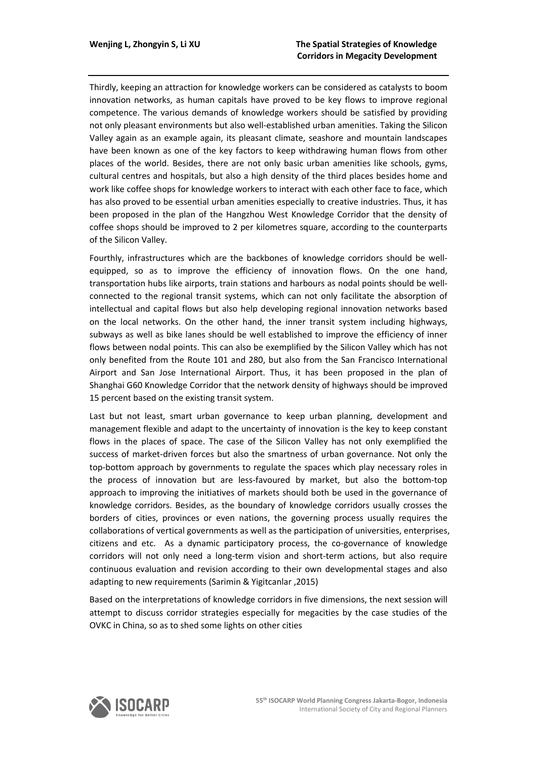Thirdly, keeping an attraction for knowledge workers can be considered as catalysts to boom innovation networks, as human capitals have proved to be key flows to improve regional competence. The various demands of knowledge workers should be satisfied by providing not only pleasant environments but also well-established urban amenities. Taking the Silicon Valley again as an example again, its pleasant climate, seashore and mountain landscapes have been known as one of the key factors to keep withdrawing human flows from other places of the world. Besides, there are not only basic urban amenities like schools, gyms, cultural centres and hospitals, but also a high density of the third places besides home and work like coffee shops for knowledge workers to interact with each other face to face, which has also proved to be essential urban amenities especially to creative industries. Thus, it has been proposed in the plan of the Hangzhou West Knowledge Corridor that the density of coffee shops should be improved to 2 per kilometres square, according to the counterparts of the Silicon Valley.

Fourthly, infrastructures which are the backbones of knowledge corridors should be well-equipped, so as to improve the efficiency of innovation flows. On the one hand, transportation hubs like airports, train stations and harbours as nodal points should be well-connected to the regional transit systems, which can not only facilitate the absorption of intellectual and capital flows but also help developing regional innovation networks based on the local networks. On the other hand, the inner transit system including highways, subways as well as bike lanes should be well established to improve the efficiency of inner flows between nodal points. This can also be exemplified by the Silicon Valley which has not only benefited from the Route 101 and 280, but also from the San Francisco International Airport and San Jose International Airport. Thus, it has been proposed in the plan of Shanghai G60 Knowledge Corridor that the network density of highways should be improved 15 percent based on the existing transit system.

Last but not least, smart urban governance to keep urban planning, development and management flexible and adapt to the uncertainty of innovation is the key to keep constant flows in the places of space. The case of the Silicon Valley has not only exemplified the success of market-driven forces but also the smartness of urban governance. Not only the top-bottom approach by governments to regulate the spaces which play necessary roles in the process of innovation but are less-favoured by market, but also the bottom-top approach to improving the initiatives of markets should both be used in the governance of knowledge corridors. Besides, as the boundary of knowledge corridors usually crosses the borders of cities, provinces or even nations, the governing process usually requires the collaborations of vertical governments as well as the participation of universities, enterprises, citizens and etc. As a dynamic participatory process, the co-governance of knowledge corridors will not only need a long-term vision and short-term actions, but also require continuous evaluation and revision according to their own developmental stages and also adapting to new requirements (Sarimin & Yigitcanlar ,2015)

Based on the interpretations of knowledge corridors in five dimensions, the next session will attempt to discuss corridor strategies especially for megacities by the case studies of the OVKC in China, so as to shed some lights on other cities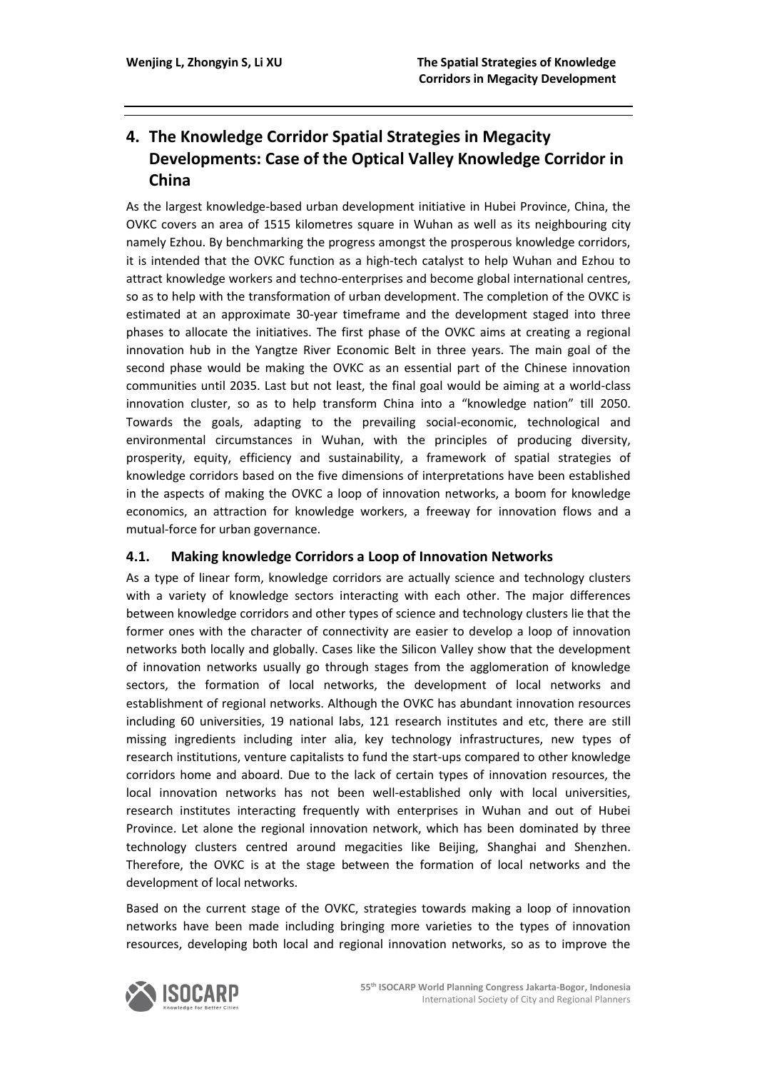## 4. The Knowledge Corridor Spatial Strategies in Megacity Developments: Case of the Optical Valley Knowledge Corridor in China

As the largest knowledge-based urban development initiative in Hubei Province, China, the OVKC covers an area of 1515 kilometres square in Wuhan as well as its neighbouring city namely Ezhou. By benchmarking the progress amongst the prosperous knowledge corridors, it is intended that the OVKC function as a high-tech catalyst to help Wuhan and Ezhou to attract knowledge workers and techno-enterprises and become global international centres, so as to help with the transformation of urban development. The completion of the OVKC is estimated at an approximate 30-year timeframe and the development staged into three phases to allocate the initiatives. The first phase of the OVKC aims at creating a regional innovation hub in the Yangtze River Economic Belt in three years. The main goal of the second phase would be making the OVKC as an essential part of the Chinese innovation communities until 2035. Last but not least, the final goal would be aiming at a world-class innovation cluster, so as to help transform China into a "knowledge nation" till 2050. Towards the goals, adapting to the prevailing social-economic, technological and environmental circumstances in Wuhan, with the principles of producing diversity, prosperity, equity, efficiency and sustainability, a framework of spatial strategies of knowledge corridors based on the five dimensions of interpretations have been established in the aspects of making the OVKC a loop of innovation networks, a boom for knowledge economics, an attraction for knowledge workers, a freeway for innovation flows and a mutual-force for urban governance.

### 4.1. Making knowledge Corridors a Loop of Innovation Networks

As a type of linear form, knowledge corridors are actually science and technology clusters with a variety of knowledge sectors interacting with each other. The major differences between knowledge corridors and other types of science and technology clusters lie that the former ones with the character of connectivity are easier to develop a loop of innovation networks both locally and globally. Cases like the Silicon Valley show that the development of innovation networks usually go through stages from the agglomeration of knowledge sectors, the formation of local networks, the development of local networks and establishment of regional networks. Although the OVKC has abundant innovation resources including 60 universities, 19 national labs, 121 research institutes and etc, there are still missing ingredients including inter alia, key technology infrastructures, new types of research institutions, venture capitalists to fund the start-ups compared to other knowledge corridors home and aboard. Due to the lack of certain types of innovation resources, the local innovation networks has not been well-established only with local universities, research institutes interacting frequently with enterprises in Wuhan and out of Hubei Province. Let alone the regional innovation network, which has been dominated by three technology clusters centred around megacities like Beijing, Shanghai and Shenzhen. Therefore, the OVKC is at the stage between the formation of local networks and the development of local networks.

Based on the current stage of the OVKC, strategies towards making a loop of innovation networks have been made including bringing more varieties to the types of innovation resources, developing both local and regional innovation networks, so as to improve the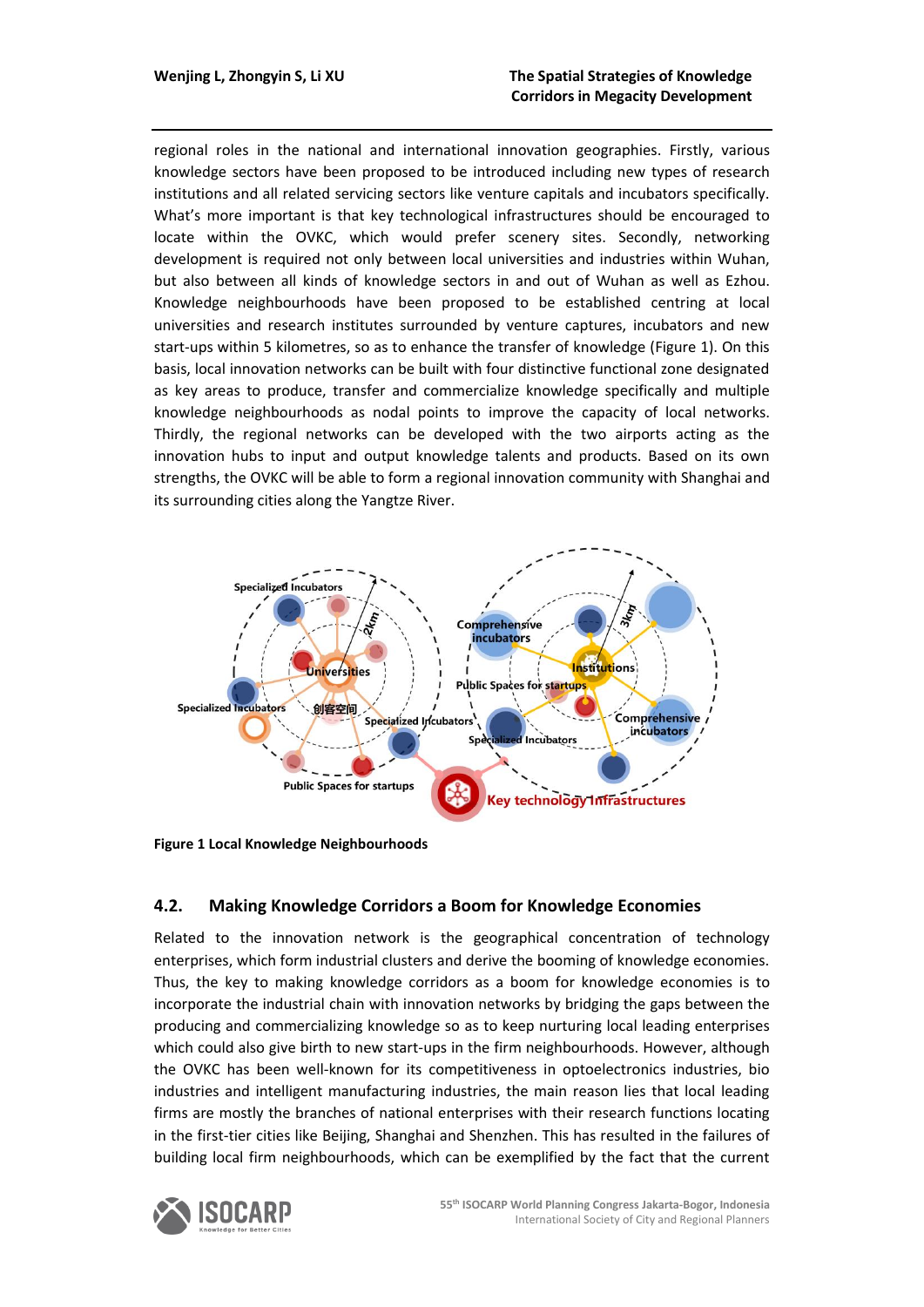regional roles in the national and international innovation geographies. Firstly, various knowledge sectors have been proposed to be introduced including new types of research institutions and all related servicing sectors like venture capitals and incubators specifically. What's more important is that key technological infrastructures should be encouraged to locate within the OVKC, which would prefer scenery sites. Secondly, networking development is required not only between local universities and industries within Wuhan, but also between all kinds of knowledge sectors in and out of Wuhan as well as Ezhou. Knowledge neighbourhoods have been proposed to be established centring at local universities and research institutes surrounded by venture captures, incubators and new start-ups within 5 kilometres, so as to enhance the transfer of knowledge (Figure 1). On this basis, local innovation networks can be built with four distinctive functional zone designated as key areas to produce, transfer and commercialize knowledge specifically and multiple knowledge neighbourhoods as nodal points to improve the capacity of local networks. Thirdly, the regional networks can be developed with the two airports acting as the innovation hubs to input and output knowledge talents and products. Based on its own strengths, the OVKC will be able to form a regional innovation community with Shanghai and its surrounding cities along the Yangtze River.

**Figure 1 Local Knowledge Neighbourhoods**

## 4.2. Making Knowledge Corridors a Boom for Knowledge Economies

Related to the innovation network is the geographical concentration of technology enterprises, which form industrial clusters and derive the booming of knowledge economies. Thus, the key to making knowledge corridors as a boom for knowledge economies is to incorporate the industrial chain with innovation networks by bridging the gaps between the producing and commercializing knowledge so as to keep nurturing local leading enterprises which could also give birth to new start-ups in the firm neighbourhoods. However, although the OVKC has been well-known for its competitiveness in optoelectronics industries, bio industries and intelligent manufacturing industries, the main reason lies that local leading firms are mostly the branches of national enterprises with their research functions locating in the first-tier cities like Beijing, Shanghai and Shenzhen. This has resulted in the failures of building local firm neighbourhoods, which can be exemplified by the fact that the current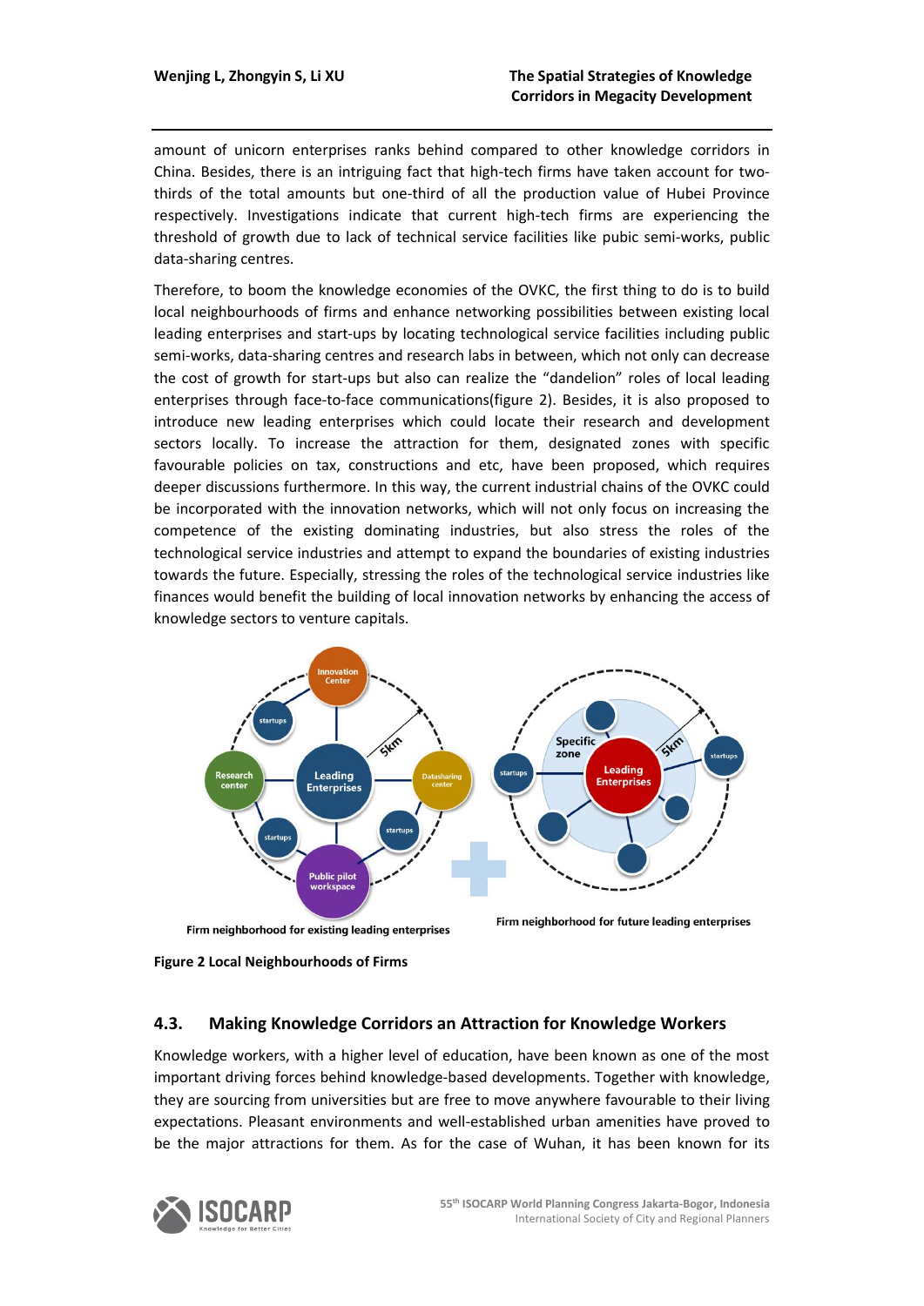amount of unicorn enterprises ranks behind compared to other knowledge corridors in China. Besides, there is an intriguing fact that high-tech firms have taken account for two-thirds of the total amounts but one-third of all the production value of Hubei Province respectively. Investigations indicate that current high-tech firms are experiencing the threshold of growth due to lack of technical service facilities like pubic semi-works, public data-sharing centres.

Therefore, to boom the knowledge economies of the OVKC, the first thing to do is to build local neighbourhoods of firms and enhance networking possibilities between existing local leading enterprises and start-ups by locating technological service facilities including public semi-works, data-sharing centres and research labs in between, which not only can decrease the cost of growth for start-ups but also can realize the "dandelion" roles of local leading enterprises through face-to-face communications(figure 2). Besides, it is also proposed to introduce new leading enterprises which could locate their research and development sectors locally. To increase the attraction for them, designated zones with specific favourable policies on tax, constructions and etc, have been proposed, which requires deeper discussions furthermore. In this way, the current industrial chains of the OVKC could be incorporated with the innovation networks, which will not only focus on increasing the competence of the existing dominating industries, but also stress the roles of the technological service industries and attempt to expand the boundaries of existing industries towards the future. Especially, stressing the roles of the technological service industries like finances would benefit the building of local innovation networks by enhancing the access of knowledge sectors to venture capitals.

Firm neighborhood for existing leading enterprises

Firm neighborhood for future leading enterprises

**Figure 2 Local Neighbourhoods of Firms**

## 4.3. Making Knowledge Corridors an Attraction for Knowledge Workers

Knowledge workers, with a higher level of education, have been known as one of the most important driving forces behind knowledge-based developments. Together with knowledge, they are sourcing from universities but are free to move anywhere favourable to their living expectations. Pleasant environments and well-established urban amenities have proved to be the major attractions for them. As for the case of Wuhan, it has been known for its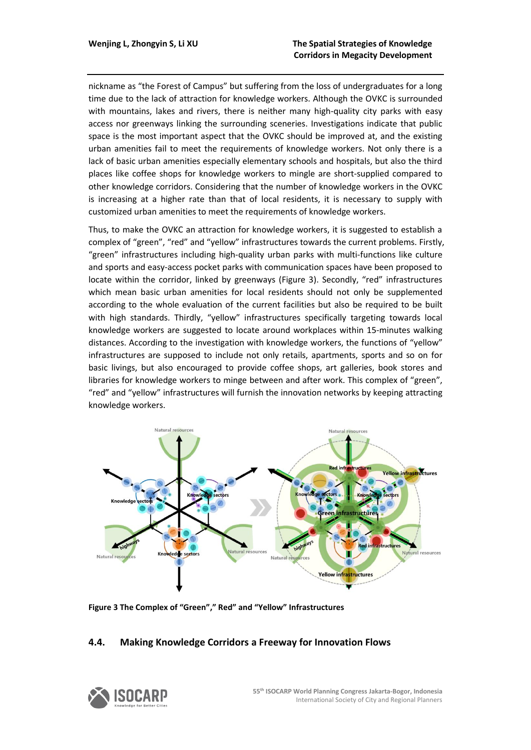nickname as “the Forest of Campus” but suffering from the loss of undergraduates for a long time due to the lack of attraction for knowledge workers. Although the OVKC is surrounded with mountains, lakes and rivers, there is neither many high-quality city parks with easy access nor greenways linking the surrounding sceneries. Investigations indicate that public space is the most important aspect that the OVKC should be improved at, and the existing urban amenities fail to meet the requirements of knowledge workers. Not only there is a lack of basic urban amenities especially elementary schools and hospitals, but also the third places like coffee shops for knowledge workers to mingle are short-supplied compared to other knowledge corridors. Considering that the number of knowledge workers in the OVKC is increasing at a higher rate than that of local residents, it is necessary to supply with customized urban amenities to meet the requirements of knowledge workers.

Thus, to make the OVKC an attraction for knowledge workers, it is suggested to establish a complex of “green”, “red” and “yellow” infrastructures towards the current problems. Firstly, “green” infrastructures including high-quality urban parks with multi-functions like culture and sports and easy-access pocket parks with communication spaces have been proposed to locate within the corridor, linked by greenways (Figure 3). Secondly, “red” infrastructures which mean basic urban amenities for local residents should not only be supplemented according to the whole evaluation of the current facilities but also be required to be built with high standards. Thirdly, “yellow” infrastructures specifically targeting towards local knowledge workers are suggested to locate around workplaces within 15-minutes walking distances. According to the investigation with knowledge workers, the functions of “yellow” infrastructures are supposed to include not only retails, apartments, sports and so on for basic livings, but also encouraged to provide coffee shops, art galleries, book stores and libraries for knowledge workers to minge between and after work. This complex of “green”, “red” and “yellow” infrastructures will furnish the innovation networks by keeping attracting knowledge workers.

**Figure 3 The Complex of “Green”,” Red” and “Yellow” Infrastructures**

### 4.4. Making Knowledge Corridors a Freeway for Innovation Flows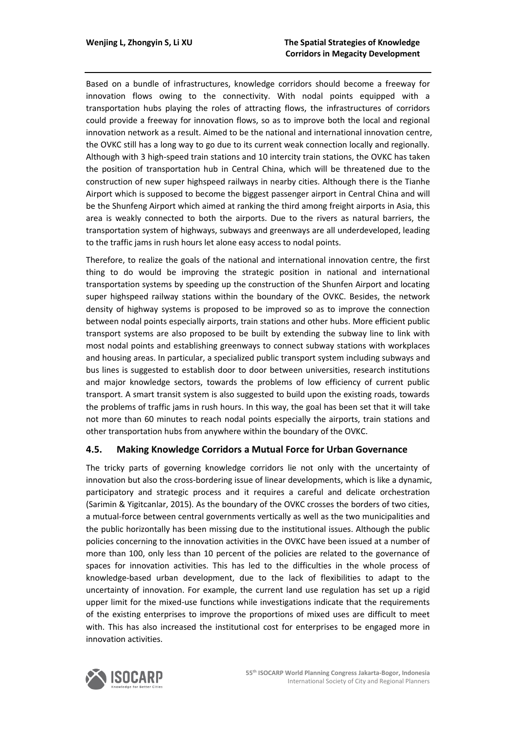Based on a bundle of infrastructures, knowledge corridors should become a freeway for innovation flows owing to the connectivity. With nodal points equipped with a transportation hubs playing the roles of attracting flows, the infrastructures of corridors could provide a freeway for innovation flows, so as to improve both the local and regional innovation network as a result. Aimed to be the national and international innovation centre, the OVKC still has a long way to go due to its current weak connection locally and regionally. Although with 3 high-speed train stations and 10 intercity train stations, the OVKC has taken the position of transportation hub in Central China, which will be threatened due to the construction of new super highspeed railways in nearby cities. Although there is the Tianhe Airport which is supposed to become the biggest passenger airport in Central China and will be the Shunfeng Airport which aimed at ranking the third among freight airports in Asia, this area is weakly connected to both the airports. Due to the rivers as natural barriers, the transportation system of highways, subways and greenways are all underdeveloped, leading to the traffic jams in rush hours let alone easy access to nodal points.

Therefore, to realize the goals of the national and international innovation centre, the first thing to do would be improving the strategic position in national and international transportation systems by speeding up the construction of the Shunfen Airport and locating super highspeed railway stations within the boundary of the OVKC. Besides, the network density of highway systems is proposed to be improved so as to improve the connection between nodal points especially airports, train stations and other hubs. More efficient public transport systems are also proposed to be built by extending the subway line to link with most nodal points and establishing greenways to connect subway stations with workplaces and housing areas. In particular, a specialized public transport system including subways and bus lines is suggested to establish door to door between universities, research institutions and major knowledge sectors, towards the problems of low efficiency of current public transport. A smart transit system is also suggested to build upon the existing roads, towards the problems of traffic jams in rush hours. In this way, the goal has been set that it will take not more than 60 minutes to reach nodal points especially the airports, train stations and other transportation hubs from anywhere within the boundary of the OVKC.

### 4.5. Making Knowledge Corridors a Mutual Force for Urban Governance

The tricky parts of governing knowledge corridors lie not only with the uncertainty of innovation but also the cross-bordering issue of linear developments, which is like a dynamic, participatory and strategic process and it requires a careful and delicate orchestration (Sarimin & Yigitcanlar, 2015). As the boundary of the OVKC crosses the borders of two cities, a mutual-force between central governments vertically as well as the two municipalities and the public horizontally has been missing due to the institutional issues. Although the public policies concerning to the innovation activities in the OVKC have been issued at a number of more than 100, only less than 10 percent of the policies are related to the governance of spaces for innovation activities. This has led to the difficulties in the whole process of knowledge-based urban development, due to the lack of flexibilities to adapt to the uncertainty of innovation. For example, the current land use regulation has set up a rigid upper limit for the mixed-use functions while investigations indicate that the requirements of the existing enterprises to improve the proportions of mixed uses are difficult to meet with. This has also increased the institutional cost for enterprises to be engaged more in innovation activities.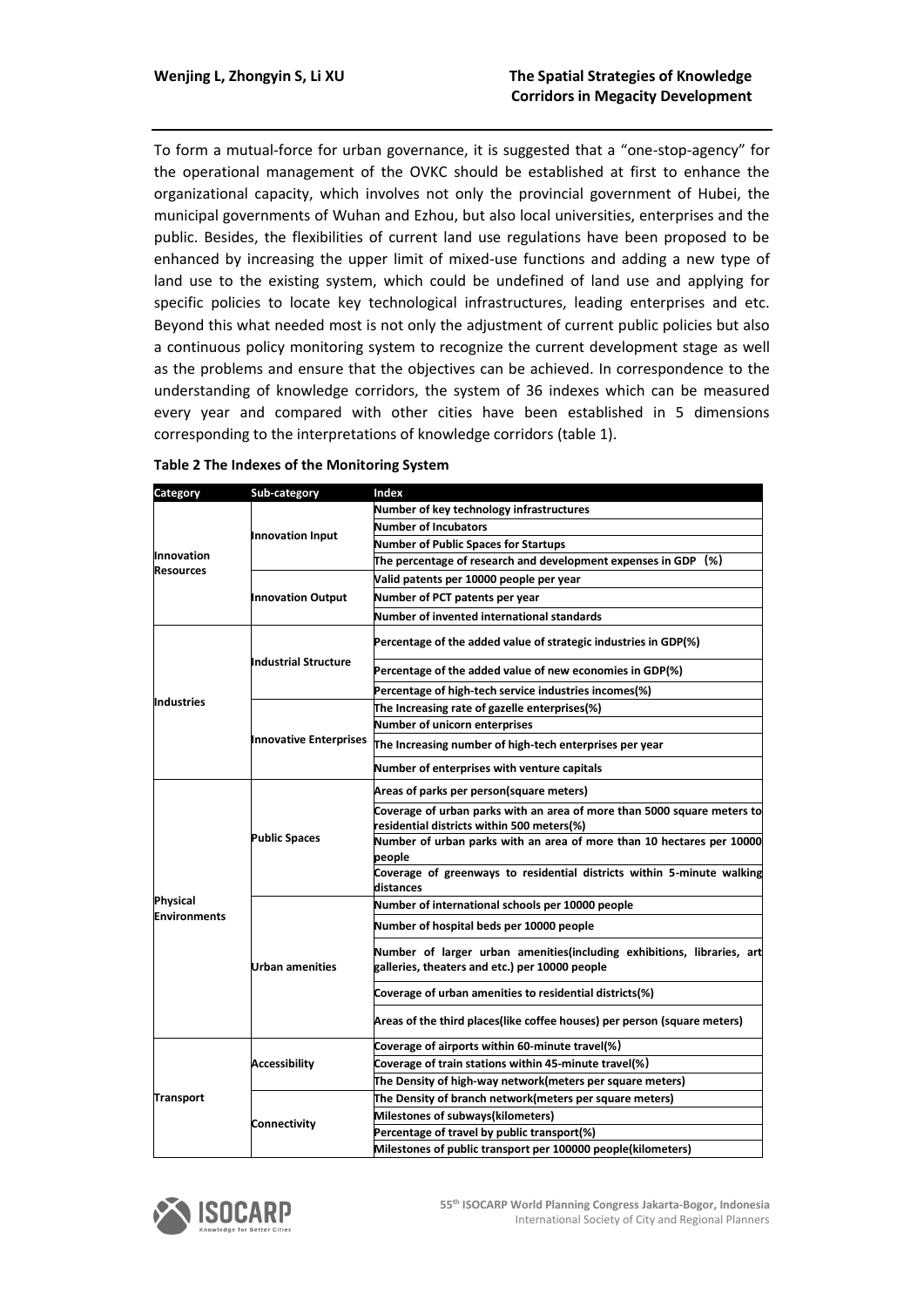To form a mutual-force for urban governance, it is suggested that a "one-stop-agency" for the operational management of the OVKC should be established at first to enhance the organizational capacity, which involves not only the provincial government of Hubei, the municipal governments of Wuhan and Ezhou, but also local universities, enterprises and the public. Besides, the flexibilities of current land use regulations have been proposed to be enhanced by increasing the upper limit of mixed-use functions and adding a new type of land use to the existing system, which could be undefined of land use and applying for specific policies to locate key technological infrastructures, leading enterprises and etc. Beyond this what needed most is not only the adjustment of current public policies but also a continuous policy monitoring system to recognize the current development stage as well as the problems and ensure that the objectives can be achieved. In correspondence to the understanding of knowledge corridors, the system of 36 indexes which can be measured every year and compared with other cities have been established in 5 dimensions corresponding to the interpretations of knowledge corridors (table 1).

**Table 2 The Indexes of the Monitoring System**

| Category | Sub-category | Index |
|---|---|---|
| Innovation Resources | Innovation Input | Number of key technology infrastructures |
| | | Number of Incubators |
| | | Number of Public Spaces for Startups |
| | | The percentage of research and development expenses in GDP（%） |
| | Innovation Output | Valid patents per 10000 people per year |
| | | Number of PCT patents per year |
| | | Number of invented international standards |
| Industries | Industrial Structure | Percentage of the added value of strategic industries in GDP(%) |
| | | Percentage of the added value of new economies in GDP(%) |
| | | Percentage of high-tech service industries incomes(%) |
| | Innovative Enterprises | The Increasing rate of gazelle enterprises(%) |
| | | Number of unicorn enterprises |
| | | The Increasing number of high-tech enterprises per year |
| | | Number of enterprises with venture capitals |
| Physical Environments | Public Spaces | Areas of parks per person(square meters) |
| | | Coverage of urban parks with an area of more than 5000 square meters to residential districts within 500 meters(%) |
| | | Number of urban parks with an area of more than 10 hectares per 10000 people |
| | | Coverage of greenways to residential districts within 5-minute walking distances |
| | Urban amenities | Number of international schools per 10000 people |
| | | Number of hospital beds per 10000 people |
| | | Number of larger urban amenities(including exhibitions, libraries, art galleries, theaters and etc.) per 10000 people |
| | | Coverage of urban amenities to residential districts(%) |
| | | Areas of the third places(like coffee houses) per person (square meters) |
| Transport | Accessibility | Coverage of airports within 60-minute travel(%) |
| | | Coverage of train stations within 45-minute travel(%) |
| | | The Density of high-way network(meters per square meters) |
| | Connectivity | The Density of branch network(meters per square meters) |
| | | Milestones of subways(kilometers) |
| | | Percentage of travel by public transport(%) |
| | | Milestones of public transport per 100000 people(kilometers) |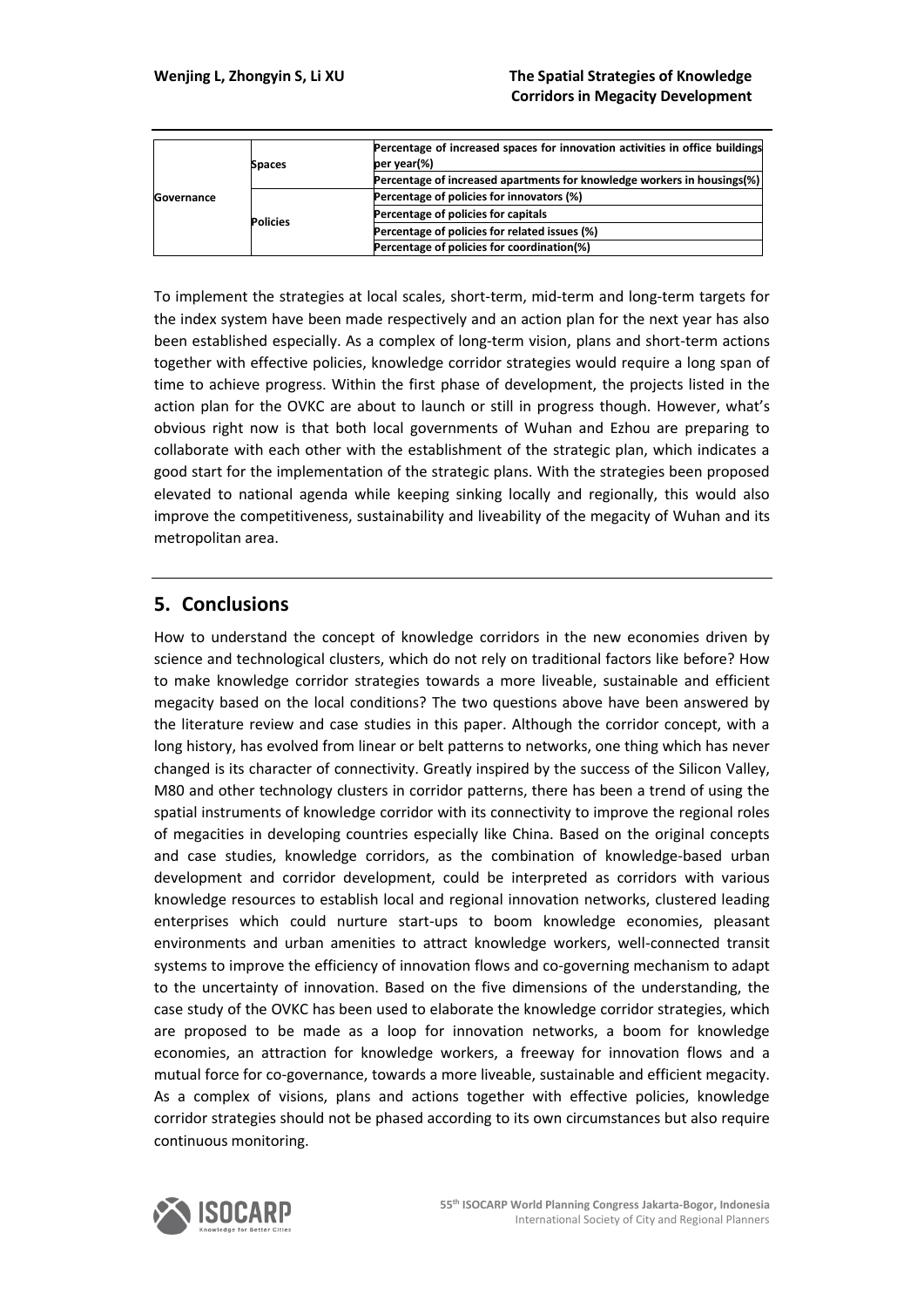| | | |
|---|---|---|
| Governance | Spaces | Percentage of increased spaces for innovation activities in office buildings per year(%) |
| | | Percentage of increased apartments for knowledge workers in housings(%) |
| | Policies | Percentage of policies for innovators (%) |
| | | Percentage of policies for capitals |
| | | Percentage of policies for related issues (%) |
| | | Percentage of policies for coordination(%) |

To implement the strategies at local scales, short-term, mid-term and long-term targets for the index system have been made respectively and an action plan for the next year has also been established especially. As a complex of long-term vision, plans and short-term actions together with effective policies, knowledge corridor strategies would require a long span of time to achieve progress. Within the first phase of development, the projects listed in the action plan for the OVKC are about to launch or still in progress though. However, what's obvious right now is that both local governments of Wuhan and Ezhou are preparing to collaborate with each other with the establishment of the strategic plan, which indicates a good start for the implementation of the strategic plans. With the strategies been proposed elevated to national agenda while keeping sinking locally and regionally, this would also improve the competitiveness, sustainability and liveability of the megacity of Wuhan and its metropolitan area.

## 5. Conclusions

How to understand the concept of knowledge corridors in the new economies driven by science and technological clusters, which do not rely on traditional factors like before? How to make knowledge corridor strategies towards a more liveable, sustainable and efficient megacity based on the local conditions? The two questions above have been answered by the literature review and case studies in this paper. Although the corridor concept, with a long history, has evolved from linear or belt patterns to networks, one thing which has never changed is its character of connectivity. Greatly inspired by the success of the Silicon Valley, M80 and other technology clusters in corridor patterns, there has been a trend of using the spatial instruments of knowledge corridor with its connectivity to improve the regional roles of megacities in developing countries especially like China. Based on the original concepts and case studies, knowledge corridors, as the combination of knowledge-based urban development and corridor development, could be interpreted as corridors with various knowledge resources to establish local and regional innovation networks, clustered leading enterprises which could nurture start-ups to boom knowledge economies, pleasant environments and urban amenities to attract knowledge workers, well-connected transit systems to improve the efficiency of innovation flows and co-governing mechanism to adapt to the uncertainty of innovation. Based on the five dimensions of the understanding, the case study of the OVKC has been used to elaborate the knowledge corridor strategies, which are proposed to be made as a loop for innovation networks, a boom for knowledge economies, an attraction for knowledge workers, a freeway for innovation flows and a mutual force for co-governance, towards a more liveable, sustainable and efficient megacity. As a complex of visions, plans and actions together with effective policies, knowledge corridor strategies should not be phased according to its own circumstances but also require continuous monitoring.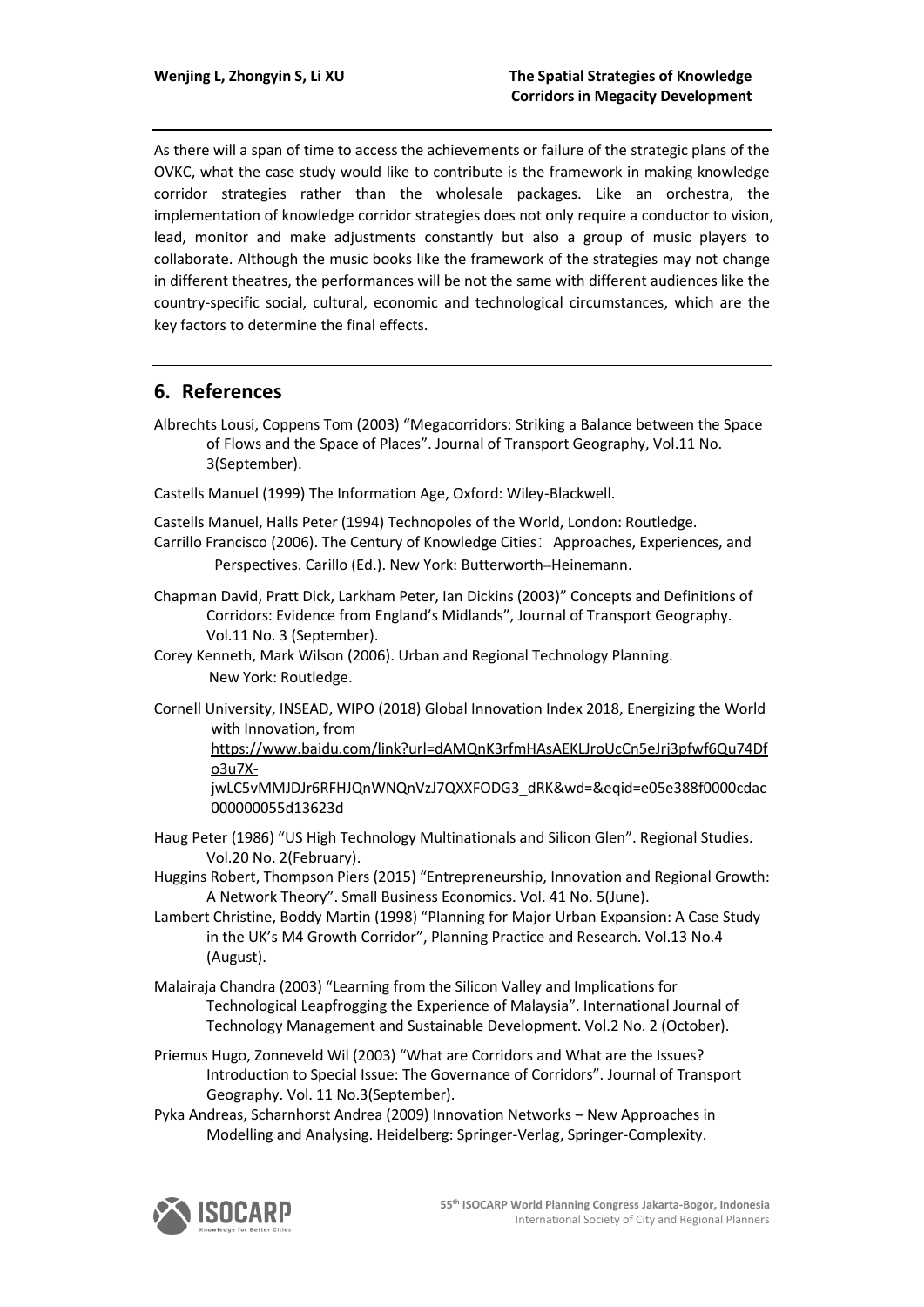As there will a span of time to access the achievements or failure of the strategic plans of the OVKC, what the case study would like to contribute is the framework in making knowledge corridor strategies rather than the wholesale packages. Like an orchestra, the implementation of knowledge corridor strategies does not only require a conductor to vision, lead, monitor and make adjustments constantly but also a group of music players to collaborate. Although the music books like the framework of the strategies may not change in different theatres, the performances will be not the same with different audiences like the country-specific social, cultural, economic and technological circumstances, which are the key factors to determine the final effects.

## 6. References

Albrechts Lousi, Coppens Tom (2003) "Megacorridors: Striking a Balance between the Space of Flows and the Space of Places". Journal of Transport Geography, Vol.11 No. 3(September).

Castells Manuel (1999) The Information Age, Oxford: Wiley-Blackwell.

Castells Manuel, Halls Peter (1994) Technopoles of the World, London: Routledge.

Carrillo Francisco (2006). The Century of Knowledge Cities： Approaches, Experiences, and Perspectives. Carillo (Ed.). New York: Butterworth–Heinemann.

Chapman David, Pratt Dick, Larkham Peter, Ian Dickins (2003)" Concepts and Definitions of Corridors: Evidence from England's Midlands", Journal of Transport Geography. Vol.11 No. 3 (September).

Corey Kenneth, Mark Wilson (2006). Urban and Regional Technology Planning. New York: Routledge.

Cornell University, INSEAD, WIPO (2018) Global Innovation Index 2018, Energizing the World with Innovation, from https://www.baidu.com/link?url=dAMQnK3rfmHAsAEKLJroUcCn5eJrj3pfwf6Qu74Dfo3u7X-jwLC5vMMJDJr6RFHJQnWNQnVzJ7QXXFODG3_dRK&wd=&eqid=e05e388f0000cdac000000055d13623d

Haug Peter (1986) "US High Technology Multinationals and Silicon Glen". Regional Studies. Vol.20 No. 2(February).

Huggins Robert, Thompson Piers (2015) "Entrepreneurship, Innovation and Regional Growth: A Network Theory". Small Business Economics. Vol. 41 No. 5(June).

Lambert Christine, Boddy Martin (1998) "Planning for Major Urban Expansion: A Case Study in the UK's M4 Growth Corridor", Planning Practice and Research. Vol.13 No.4 (August).

Malairaja Chandra (2003) "Learning from the Silicon Valley and Implications for Technological Leapfrogging the Experience of Malaysia". International Journal of Technology Management and Sustainable Development. Vol.2 No. 2 (October).

Priemus Hugo, Zonneveld Wil (2003) "What are Corridors and What are the Issues? Introduction to Special Issue: The Governance of Corridors". Journal of Transport Geography. Vol. 11 No.3(September).

Pyka Andreas, Scharnhorst Andrea (2009) Innovation Networks – New Approaches in Modelling and Analysing. Heidelberg: Springer-Verlag, Springer-Complexity.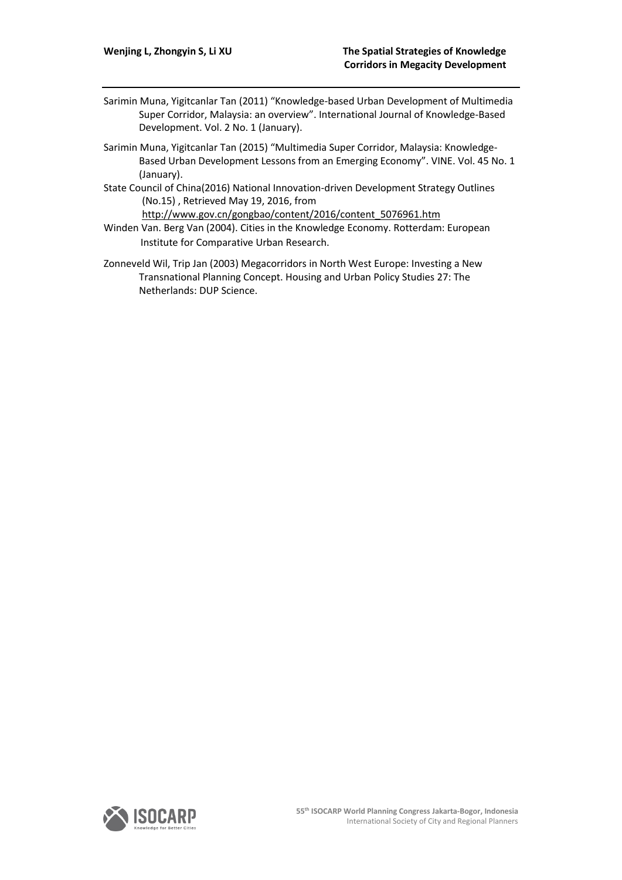Sarimin Muna, Yigitcanlar Tan (2011) “Knowledge-based Urban Development of Multimedia Super Corridor, Malaysia: an overview”. International Journal of Knowledge-Based Development. Vol. 2 No. 1 (January).

Sarimin Muna, Yigitcanlar Tan (2015) “Multimedia Super Corridor, Malaysia: Knowledge-Based Urban Development Lessons from an Emerging Economy”. VINE. Vol. 45 No. 1 (January).

State Council of China(2016) National Innovation-driven Development Strategy Outlines (No.15) , Retrieved May 19, 2016, from http://www.gov.cn/gongbao/content/2016/content_5076961.htm

Winden Van. Berg Van (2004). Cities in the Knowledge Economy. Rotterdam: European Institute for Comparative Urban Research.

Zonneveld Wil, Trip Jan (2003) Megacorridors in North West Europe: Investing a New Transnational Planning Concept. Housing and Urban Policy Studies 27: The Netherlands: DUP Science.